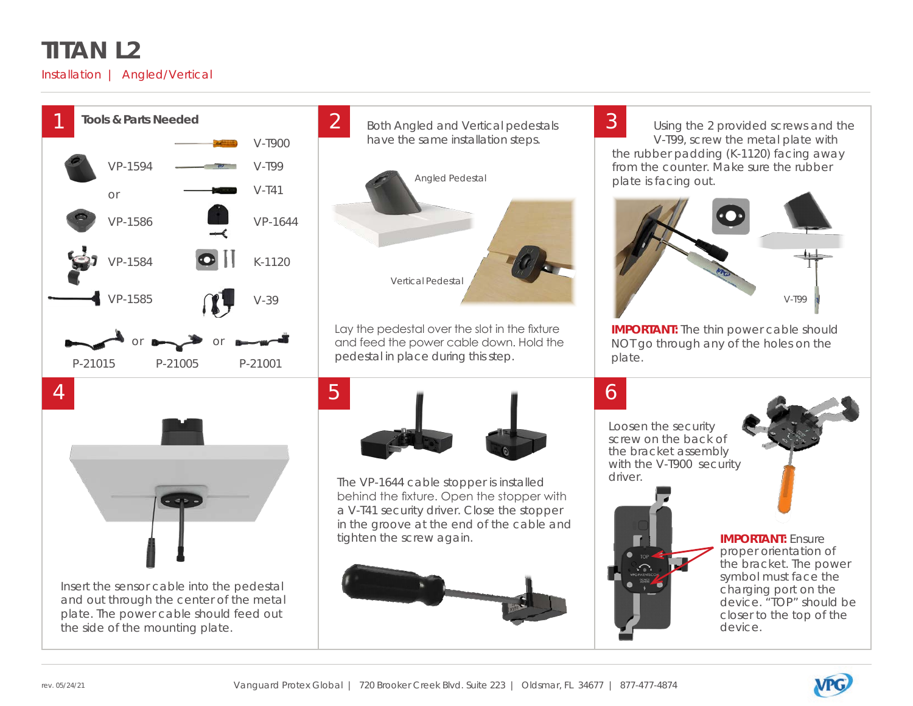# TITAN L2

Installation | Angled/Vertical

## 1

**Tools & Parts Needed**

- VP-1594
- or
- VP-1586
- VP-1584
- VP-1585
- V-T900
- V-T99
- V-T41
- VP-1644
- K-1120
- V-39
- P-21015 or P-21005 or P-21001

## 2

Both Angled and Vertical pedestals have the same installation steps.

Angled Pedestal

Vertical Pedestal

Lay the pedestal over the slot in the fixture and feed the power cable down. Hold the pedestal in place during this step.

## 3

Using the 2 provided screws and the V-T99, screw the metal plate with the rubber padding (K-1120) facing away from the counter. Make sure the rubber plate is facing out.

V-T99

**IMPORTANT:** The thin power cable should NOT go through any of the holes on the plate.

## 4

Insert the sensor cable into the pedestal and out through the center of the metal plate. The power cable should feed out the side of the mounting plate.

## 5

The VP-1644 cable stopper is installed behind the fixture. Open the stopper with a V-T41 security driver. Close the stopper in the groove at the end of the cable and tighten the screw again.

## 6

Loosen the security screw on the back of the bracket assembly with the V-T900 security driver.

**IMPORTANT:** Ensure proper orientation of the bracket. The power symbol must face the charging port on the device. "TOP" should be closer to the top of the device.

rev. 05/24/21

Vanguard Protex Global | 720 Brooker Creek Blvd. Suite 223 | Oldsmar, FL 34677 | 877-477-4874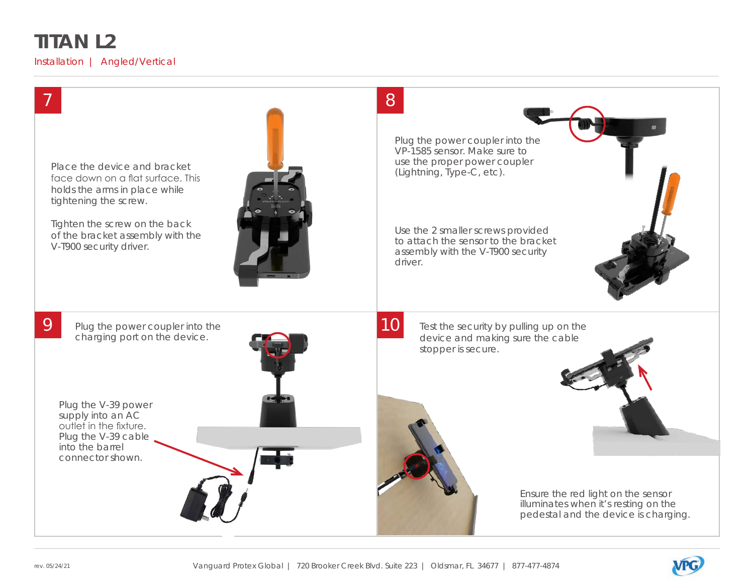# TITAN L2

Installation | Angled/Vertical

## 7

Place the device and bracket face down on a flat surface. This holds the arms in place while tightening the screw.

Tighten the screw on the back of the bracket assembly with the V-T900 security driver.

## 8

Plug the power coupler into the VP-1585 sensor. Make sure to use the proper power coupler (Lightning, Type-C, etc).

Use the 2 smaller screws provided to attach the sensor to the bracket assembly with the V-T900 security driver.

## 9

Plug the power coupler into the charging port on the device.

Plug the V-39 power supply into an AC outlet in the fixture. Plug the V-39 cable into the barrel connector shown.

## 10

Test the security by pulling up on the device and making sure the cable stopper is secure.

Ensure the red light on the sensor illuminates when it's resting on the pedestal and the device is charging.

rev. 05/24/21

Vanguard Protex Global | 720 Brooker Creek Blvd. Suite 223 | Oldsmar, FL 34677 | 877-477-4874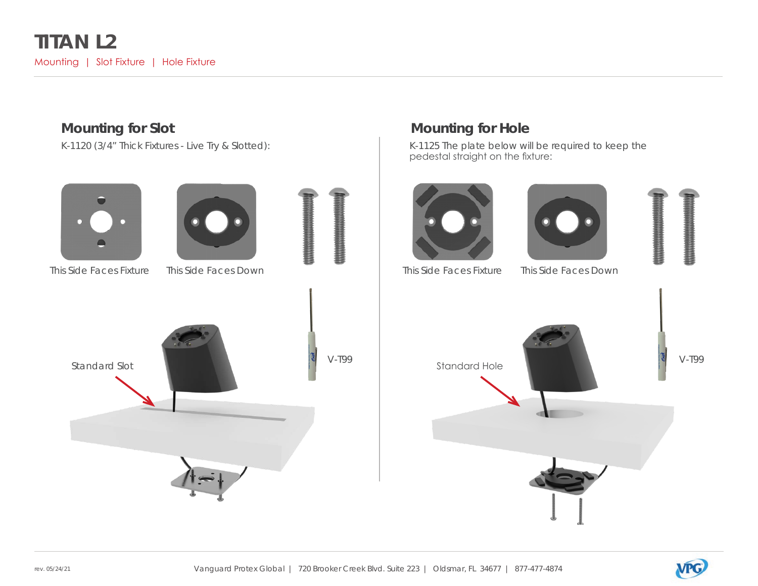# TITAN L2

Mounting | Slot Fixture | Hole Fixture

## Mounting for Slot

K-1120 (3/4" Thick Fixtures - Live Try & Slotted):

This Side Faces Fixture

This Side Faces Down

V-T99

Standard Slot

## Mounting for Hole

K-1125 The plate below will be required to keep the pedestal straight on the fixture:

This Side Faces Fixture

This Side Faces Down

V-T99

Standard Hole

rev. 05/24/21

Vanguard Protex Global | 720 Brooker Creek Blvd. Suite 223 | Oldsmar, FL 34677 | 877-477-4874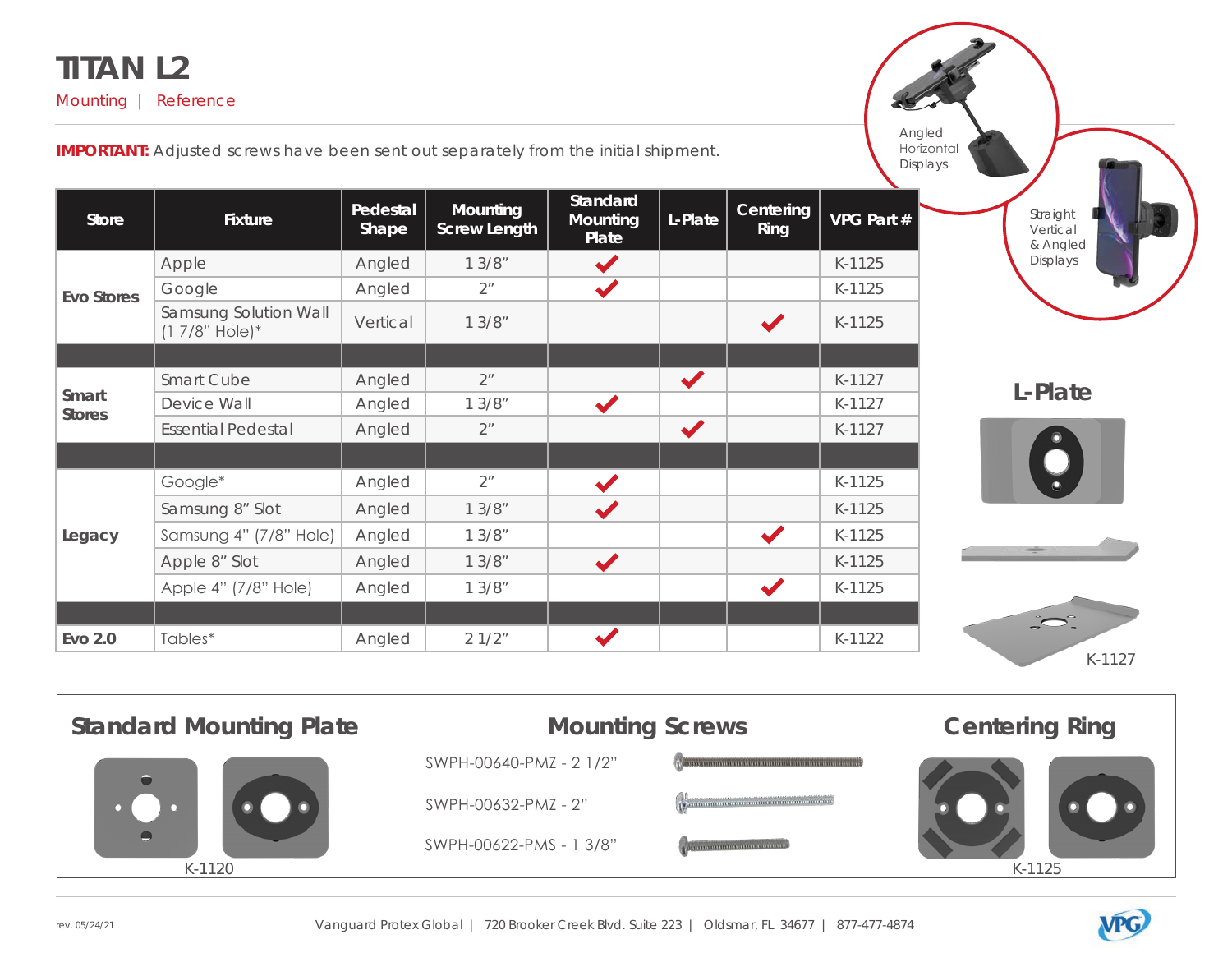# TITAN L2

Mounting | Reference

**IMPORTANT:** Adjusted screws have been sent out separately from the initial shipment.

Angled Horizontal Displays

Straight Vertical & Angled Displays

| Store | Fixture | Pedestal Shape | Mounting Screw Length | Standard Mounting Plate | L-Plate | Centering Ring | VPG Part # |
|---|---|---|---|---|---|---|---|
| Evo Stores | Apple | Angled | 1 3/8" | ✓ | | | K-1125 |
| | Google | Angled | 2" | ✓ | | | K-1125 |
| | Samsung Solution Wall (1 7/8" Hole)* | Vertical | 1 3/8" | | | ✓ | K-1125 |
| Smart Stores | Smart Cube | Angled | 2" | | ✓ | | K-1127 |
| | Device Wall | Angled | 1 3/8" | ✓ | | | K-1127 |
| | Essential Pedestal | Angled | 2" | | ✓ | | K-1127 |
| Legacy | Google* | Angled | 2" | ✓ | | | K-1125 |
| | Samsung 8" Slot | Angled | 1 3/8" | ✓ | | | K-1125 |
| | Samsung 4" (7/8" Hole) | Angled | 1 3/8" | | | ✓ | K-1125 |
| | Apple 8" Slot | Angled | 1 3/8" | ✓ | | | K-1125 |
| | Apple 4" (7/8" Hole) | Angled | 1 3/8" | | | ✓ | K-1125 |
| Evo 2.0 | Tables* | Angled | 2 1/2" | ✓ | | | K-1122 |

## L-Plate

K-1127

## Standard Mounting Plate

K-1120

## Mounting Screws

SWPH-00640-PMZ - 2 1/2"

SWPH-00632-PMZ - 2"

SWPH-00622-PMS - 1 3/8"

## Centering Ring

K-1125

rev. 05/24/21

Vanguard Protex Global | 720 Brooker Creek Blvd. Suite 223 | Oldsmar, FL 34677 | 877-477-4874